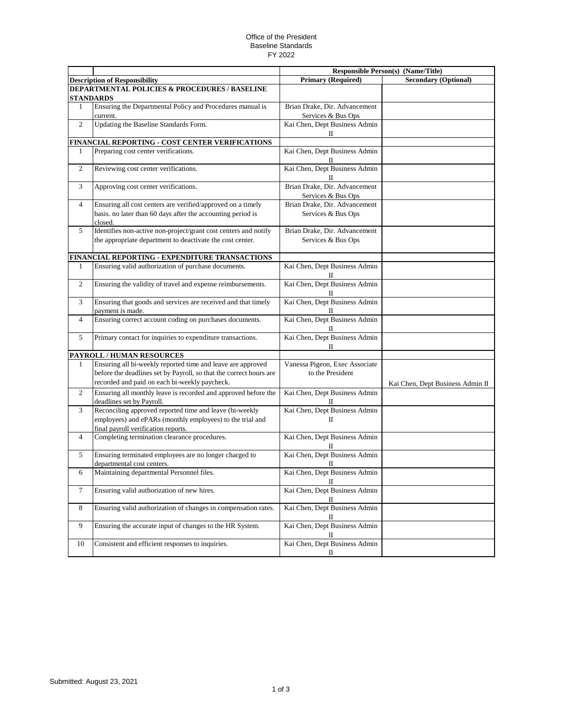Office of the President
Baseline Standards
FY 2022

| | | Responsible Person(s) (Name/Title) | |
|---|---|---|---|
| **Description of Responsibility** | | **Primary (Required)** | **Secondary (Optional)** |
| **DEPARTMENTAL POLICIES & PROCEDURES / BASELINE STANDARDS** | | | |
| 1 | Ensuring the Departmental Policy and Procedures manual is current. | Brian Drake, Dir. Advancement Services & Bus Ops | |
| 2 | Updating the Baseline Standards Form. | Kai Chen, Dept Business Admin II | |
| **FINANCIAL REPORTING - COST CENTER VERIFICATIONS** | | | |
| 1 | Preparing cost center verifications. | Kai Chen, Dept Business Admin II | |
| 2 | Reviewing cost center verifications. | Kai Chen, Dept Business Admin II | |
| 3 | Approving cost center verifications. | Brian Drake, Dir. Advancement Services & Bus Ops | |
| 4 | Ensuring all cost centers are verified/approved on a timely basis. no later than 60 days after the accounting period is closed. | Brian Drake, Dir. Advancement Services & Bus Ops | |
| 5 | Identifies non-active non-project/grant cost centers and notify the appropriate department to deactivate the cost center. | Brian Drake, Dir. Advancement Services & Bus Ops | |
| **FINANCIAL REPORTING - EXPENDITURE TRANSACTIONS** | | | |
| 1 | Ensuring valid authorization of purchase documents. | Kai Chen, Dept Business Admin II | |
| 2 | Ensuring the validity of travel and expense reimbursements. | Kai Chen, Dept Business Admin II | |
| 3 | Ensuring that goods and services are received and that timely payment is made. | Kai Chen, Dept Business Admin II | |
| 4 | Ensuring correct account coding on purchases documents. | Kai Chen, Dept Business Admin II | |
| 5 | Primary contact for inquiries to expenditure transactions. | Kai Chen, Dept Business Admin II | |
| **PAYROLL / HUMAN RESOURCES** | | | |
| 1 | Ensuring all bi-weekly reported time and leave are approved before the deadlines set by Payroll, so that the correct hours are recorded and paid on each bi-weekly paycheck. | Vanessa Pigeon, Exec Associate to the President | Kai Chen, Dept Business Admin II |
| 2 | Ensuring all monthly leave is recorded and approved before the deadlines set by Payroll. | Kai Chen, Dept Business Admin II | |
| 3 | Reconciling approved reported time and leave (bi-weekly employees) and ePARs (monthly employees) to the trial and final payroll verification reports. | Kai Chen, Dept Business Admin II | |
| 4 | Completing termination clearance procedures. | Kai Chen, Dept Business Admin II | |
| 5 | Ensuring terminated employees are no longer charged to departmental cost centers. | Kai Chen, Dept Business Admin II | |
| 6 | Maintaining departmental Personnel files. | Kai Chen, Dept Business Admin II | |
| 7 | Ensuring valid authorization of new hires. | Kai Chen, Dept Business Admin II | |
| 8 | Ensuring valid authorization of changes in compensation rates. | Kai Chen, Dept Business Admin II | |
| 9 | Ensuring the accurate input of changes to the HR System. | Kai Chen, Dept Business Admin II | |
| 10 | Consistent and efficient responses to inquiries. | Kai Chen, Dept Business Admin II | |

Submitted: August 23, 2021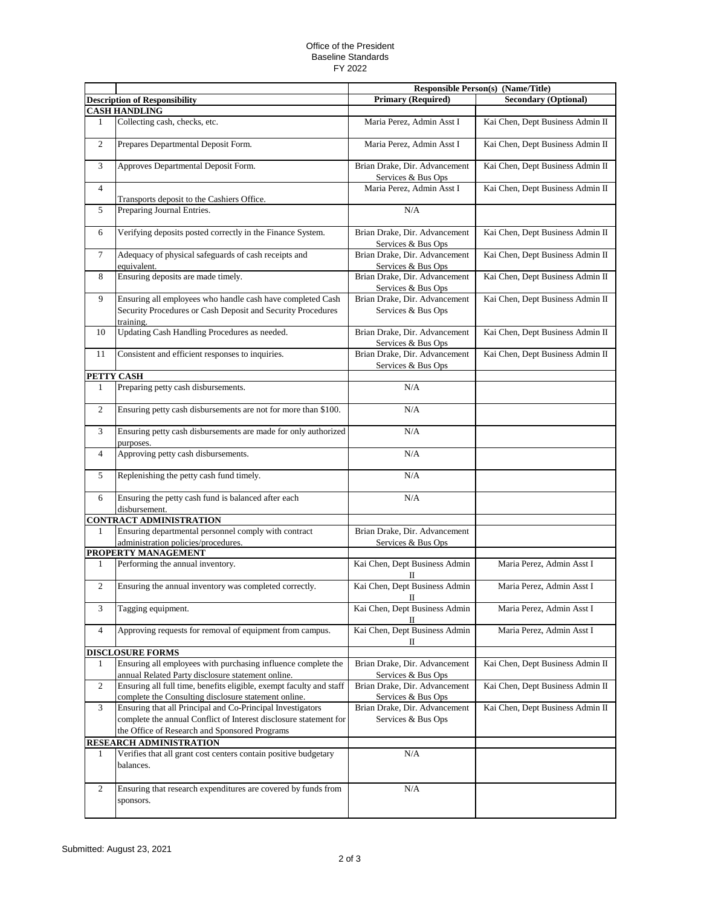Office of the President
Baseline Standards
FY 2022

| | | Responsible Person(s) (Name/Title) | |
|---|---|---|---|
| **Description of Responsibility** | | **Primary (Required)** | **Secondary (Optional)** |
| **CASH HANDLING** | | | |
| 1 | Collecting cash, checks, etc. | Maria Perez, Admin Asst I | Kai Chen, Dept Business Admin II |
| 2 | Prepares Departmental Deposit Form. | Maria Perez, Admin Asst I | Kai Chen, Dept Business Admin II |
| 3 | Approves Departmental Deposit Form. | Brian Drake, Dir. Advancement Services & Bus Ops | Kai Chen, Dept Business Admin II |
| 4 | Transports deposit to the Cashiers Office. | Maria Perez, Admin Asst I | Kai Chen, Dept Business Admin II |
| 5 | Preparing Journal Entries. | N/A | |
| 6 | Verifying deposits posted correctly in the Finance System. | Brian Drake, Dir. Advancement Services & Bus Ops | Kai Chen, Dept Business Admin II |
| 7 | Adequacy of physical safeguards of cash receipts and equivalent. | Brian Drake, Dir. Advancement Services & Bus Ops | Kai Chen, Dept Business Admin II |
| 8 | Ensuring deposits are made timely. | Brian Drake, Dir. Advancement Services & Bus Ops | Kai Chen, Dept Business Admin II |
| 9 | Ensuring all employees who handle cash have completed Cash Security Procedures or Cash Deposit and Security Procedures training. | Brian Drake, Dir. Advancement Services & Bus Ops | Kai Chen, Dept Business Admin II |
| 10 | Updating Cash Handling Procedures as needed. | Brian Drake, Dir. Advancement Services & Bus Ops | Kai Chen, Dept Business Admin II |
| 11 | Consistent and efficient responses to inquiries. | Brian Drake, Dir. Advancement Services & Bus Ops | Kai Chen, Dept Business Admin II |
| **PETTY CASH** | | | |
| 1 | Preparing petty cash disbursements. | N/A | |
| 2 | Ensuring petty cash disbursements are not for more than $100. | N/A | |
| 3 | Ensuring petty cash disbursements are made for only authorized purposes. | N/A | |
| 4 | Approving petty cash disbursements. | N/A | |
| 5 | Replenishing the petty cash fund timely. | N/A | |
| 6 | Ensuring the petty cash fund is balanced after each disbursement. | N/A | |
| **CONTRACT ADMINISTRATION** | | | |
| 1 | Ensuring departmental personnel comply with contract administration policies/procedures. | Brian Drake, Dir. Advancement Services & Bus Ops | |
| **PROPERTY MANAGEMENT** | | | |
| 1 | Performing the annual inventory. | Kai Chen, Dept Business Admin II | Maria Perez, Admin Asst I |
| 2 | Ensuring the annual inventory was completed correctly. | Kai Chen, Dept Business Admin II | Maria Perez, Admin Asst I |
| 3 | Tagging equipment. | Kai Chen, Dept Business Admin II | Maria Perez, Admin Asst I |
| 4 | Approving requests for removal of equipment from campus. | Kai Chen, Dept Business Admin II | Maria Perez, Admin Asst I |
| **DISCLOSURE FORMS** | | | |
| 1 | Ensuring all employees with purchasing influence complete the annual Related Party disclosure statement online. | Brian Drake, Dir. Advancement Services & Bus Ops | Kai Chen, Dept Business Admin II |
| 2 | Ensuring all full time, benefits eligible, exempt faculty and staff complete the Consulting disclosure statement online. | Brian Drake, Dir. Advancement Services & Bus Ops | Kai Chen, Dept Business Admin II |
| 3 | Ensuring that all Principal and Co-Principal Investigators complete the annual Conflict of Interest disclosure statement for the Office of Research and Sponsored Programs | Brian Drake, Dir. Advancement Services & Bus Ops | Kai Chen, Dept Business Admin II |
| **RESEARCH ADMINISTRATION** | | | |
| 1 | Verifies that all grant cost centers contain positive budgetary balances. | N/A | |
| 2 | Ensuring that research expenditures are covered by funds from sponsors. | N/A | |

Submitted: August 23, 2021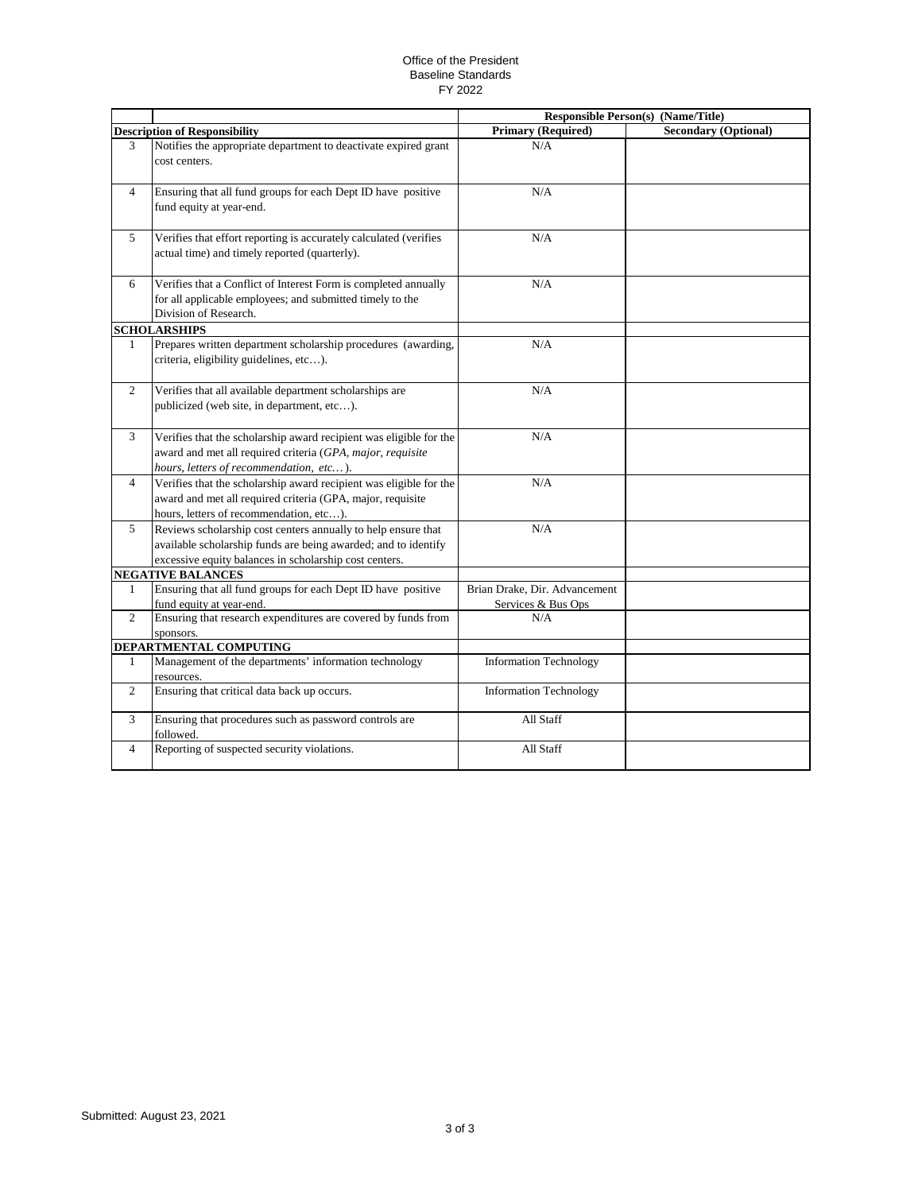Office of the President
Baseline Standards
FY 2022

| | | Responsible Person(s) (Name/Title) | |
|---|---|---|---|
| **Description of Responsibility** | | **Primary (Required)** | **Secondary (Optional)** |
| 3 | Notifies the appropriate department to deactivate expired grant cost centers. | N/A | |
| 4 | Ensuring that all fund groups for each Dept ID have positive fund equity at year-end. | N/A | |
| 5 | Verifies that effort reporting is accurately calculated (verifies actual time) and timely reported (quarterly). | N/A | |
| 6 | Verifies that a Conflict of Interest Form is completed annually for all applicable employees; and submitted timely to the Division of Research. | N/A | |
| **SCHOLARSHIPS** | | | |
| 1 | Prepares written department scholarship procedures (awarding, criteria, eligibility guidelines, etc…). | N/A | |
| 2 | Verifies that all available department scholarships are publicized (web site, in department, etc…). | N/A | |
| 3 | Verifies that the scholarship award recipient was eligible for the award and met all required criteria (*GPA, major, requisite hours, letters of recommendation, etc…*). | N/A | |
| 4 | Verifies that the scholarship award recipient was eligible for the award and met all required criteria (GPA, major, requisite hours, letters of recommendation, etc…). | N/A | |
| 5 | Reviews scholarship cost centers annually to help ensure that available scholarship funds are being awarded; and to identify excessive equity balances in scholarship cost centers. | N/A | |
| **NEGATIVE BALANCES** | | | |
| 1 | Ensuring that all fund groups for each Dept ID have positive fund equity at year-end. | Brian Drake, Dir. Advancement Services & Bus Ops | |
| 2 | Ensuring that research expenditures are covered by funds from sponsors. | N/A | |
| **DEPARTMENTAL COMPUTING** | | | |
| 1 | Management of the departments' information technology resources. | Information Technology | |
| 2 | Ensuring that critical data back up occurs. | Information Technology | |
| 3 | Ensuring that procedures such as password controls are followed. | All Staff | |
| 4 | Reporting of suspected security violations. | All Staff | |

Submitted: August 23, 2021